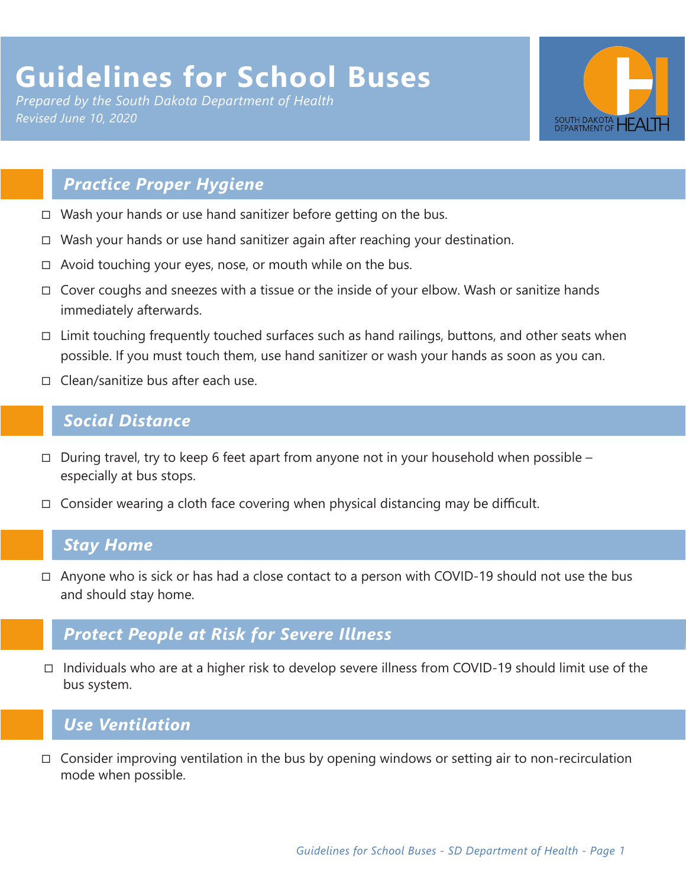# Guidelines for School Buses

*Prepared by the South Dakota Department of Health*
*Revised June 10, 2020*

## *Practice Proper Hygiene*

- ☐ Wash your hands or use hand sanitizer before getting on the bus.
- ☐ Wash your hands or use hand sanitizer again after reaching your destination.
- ☐ Avoid touching your eyes, nose, or mouth while on the bus.
- ☐ Cover coughs and sneezes with a tissue or the inside of your elbow. Wash or sanitize hands immediately afterwards.
- ☐ Limit touching frequently touched surfaces such as hand railings, buttons, and other seats when possible. If you must touch them, use hand sanitizer or wash your hands as soon as you can.
- ☐ Clean/sanitize bus after each use.

## *Social Distance*

- ☐ During travel, try to keep 6 feet apart from anyone not in your household when possible – especially at bus stops.
- ☐ Consider wearing a cloth face covering when physical distancing may be difficult.

## *Stay Home*

- ☐ Anyone who is sick or has had a close contact to a person with COVID-19 should not use the bus and should stay home.

## *Protect People at Risk for Severe Illness*

- ☐ Individuals who are at a higher risk to develop severe illness from COVID-19 should limit use of the bus system.

## *Use Ventilation*

- ☐ Consider improving ventilation in the bus by opening windows or setting air to non-recirculation mode when possible.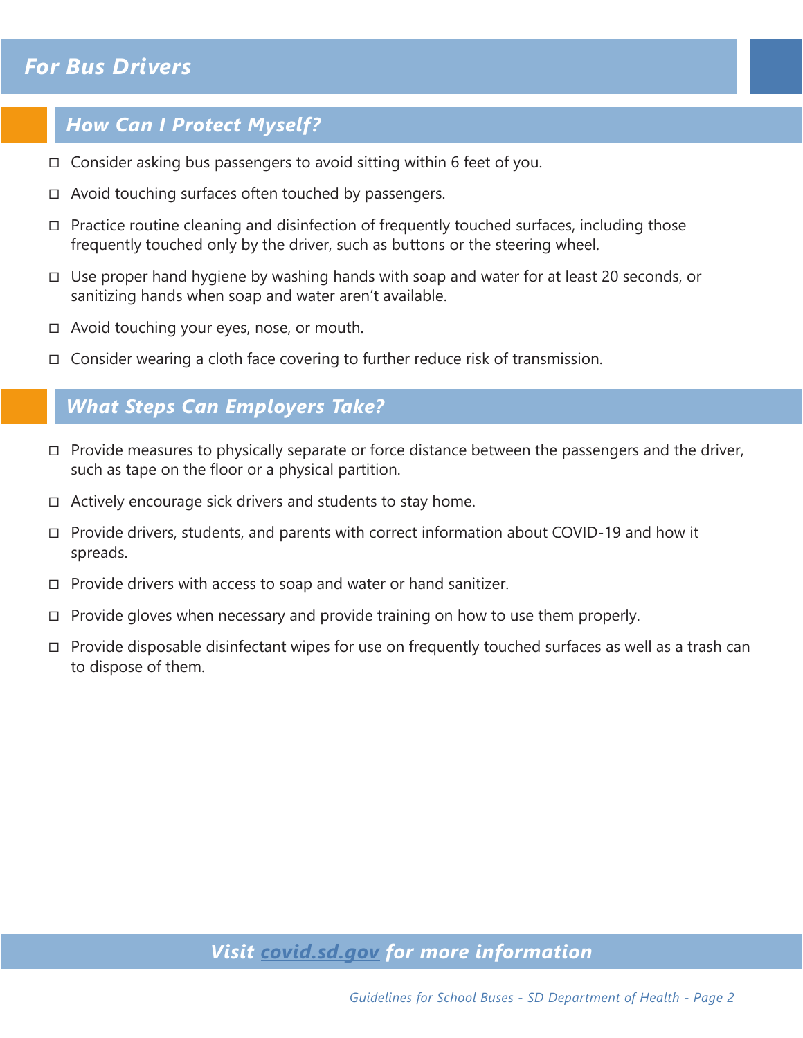## For Bus Drivers

### How Can I Protect Myself?

- ☐ Consider asking bus passengers to avoid sitting within 6 feet of you.
- ☐ Avoid touching surfaces often touched by passengers.
- ☐ Practice routine cleaning and disinfection of frequently touched surfaces, including those frequently touched only by the driver, such as buttons or the steering wheel.
- ☐ Use proper hand hygiene by washing hands with soap and water for at least 20 seconds, or sanitizing hands when soap and water aren't available.
- ☐ Avoid touching your eyes, nose, or mouth.
- ☐ Consider wearing a cloth face covering to further reduce risk of transmission.

### What Steps Can Employers Take?

- ☐ Provide measures to physically separate or force distance between the passengers and the driver, such as tape on the floor or a physical partition.
- ☐ Actively encourage sick drivers and students to stay home.
- ☐ Provide drivers, students, and parents with correct information about COVID-19 and how it spreads.
- ☐ Provide drivers with access to soap and water or hand sanitizer.
- ☐ Provide gloves when necessary and provide training on how to use them properly.
- ☐ Provide disposable disinfectant wipes for use on frequently touched surfaces as well as a trash can to dispose of them.

***Visit [covid.sd.gov](covid.sd.gov) for more information***